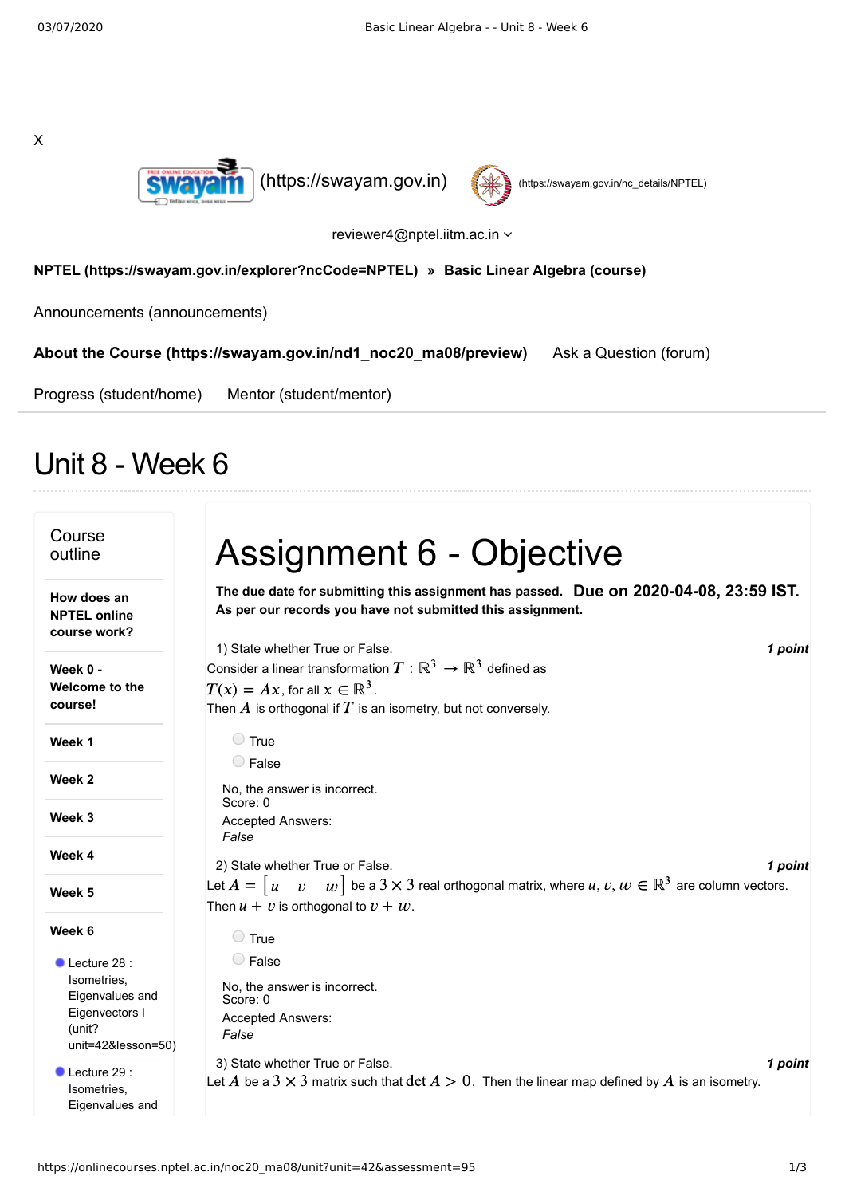X

(https://swayam.gov.in) (https://swayam.gov.in/nc_details/NPTEL)

reviewer4@nptel.iitm.ac.in

**NPTEL (https://swayam.gov.in/explorer?ncCode=NPTEL)** » **Basic Linear Algebra (course)**

Announcements (announcements)

**About the Course (https://swayam.gov.in/nd1_noc20_ma08/preview)** Ask a Question (forum)

Progress (student/home) Mentor (student/mentor)

# Unit 8 - Week 6

## Course outline

**How does an NPTEL online course work?**

**Week 0 - Welcome to the course!**

**Week 1**

**Week 2**

**Week 3**

**Week 4**

**Week 5**

**Week 6**

- Lecture 28 : Isometries, Eigenvalues and Eigenvectors I (unit?unit=42&lesson=50)
- Lecture 29 : Isometries, Eigenvalues and

# Assignment 6 - Objective

**The due date for submitting this assignment has passed.** **Due on 2020-04-08, 23:59 IST.**
**As per our records you have not submitted this assignment.**

1) State whether True or False. ***1 point***

Consider a linear transformation $T : \mathbb{R}^3 \to \mathbb{R}^3$ defined as
$T(x) = Ax$, for all $x \in \mathbb{R}^3$.
Then $A$ is orthogonal if $T$ is an isometry, but not conversely.

- True
- False

No, the answer is incorrect.
Score: 0
Accepted Answers:
*False*

2) State whether True or False. ***1 point***

Let $A = \begin{bmatrix} u & v & w \end{bmatrix}$ be a $3 \times 3$ real orthogonal matrix, where $u, v, w \in \mathbb{R}^3$ are column vectors.
Then $u + v$ is orthogonal to $v + w$.

- True
- False

No, the answer is incorrect.
Score: 0
Accepted Answers:
*False*

3) State whether True or False. ***1 point***

Let $A$ be a $3 \times 3$ matrix such that $\det A > 0$. Then the linear map defined by $A$ is an isometry.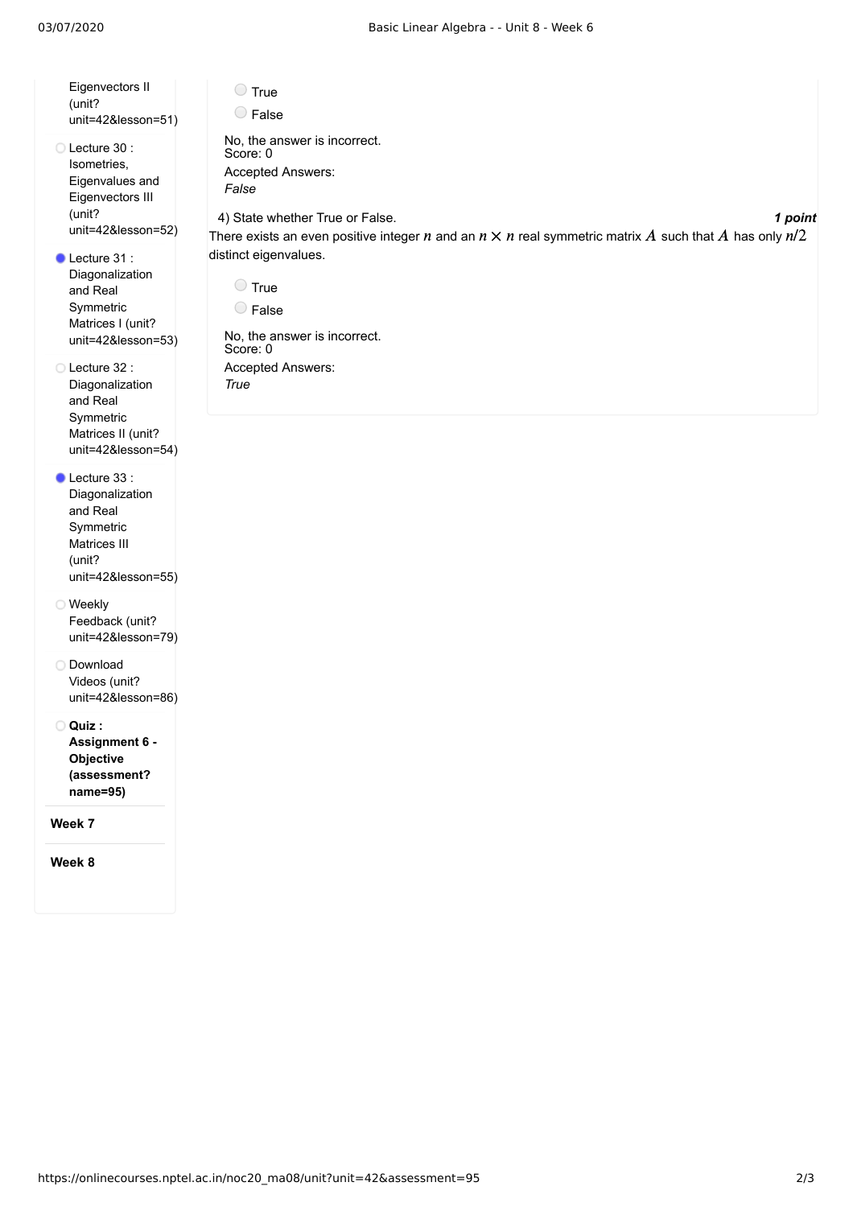- Eigenvectors II (unit?unit=42&lesson=51)
- Lecture 30 : Isometries, Eigenvalues and Eigenvectors III (unit?unit=42&lesson=52)
- Lecture 31 : Diagonalization and Real Symmetric Matrices I (unit?unit=42&lesson=53)
- Lecture 32 : Diagonalization and Real Symmetric Matrices II (unit?unit=42&lesson=54)
- Lecture 33 : Diagonalization and Real Symmetric Matrices III (unit?unit=42&lesson=55)
- Weekly Feedback (unit?unit=42&lesson=79)
- Download Videos (unit?unit=42&lesson=86)
- **Quiz : Assignment 6 - Objective (assessment?name=95)**

**Week 7**

**Week 8**

True

False

No, the answer is incorrect.
Score: 0

Accepted Answers:

*False*

4) State whether True or False. ***1 point***

There exists an even positive integer $n$ and an $n \times n$ real symmetric matrix $A$ such that $A$ has only $n/2$ distinct eigenvalues.

True

False

No, the answer is incorrect.
Score: 0

Accepted Answers:

*True*